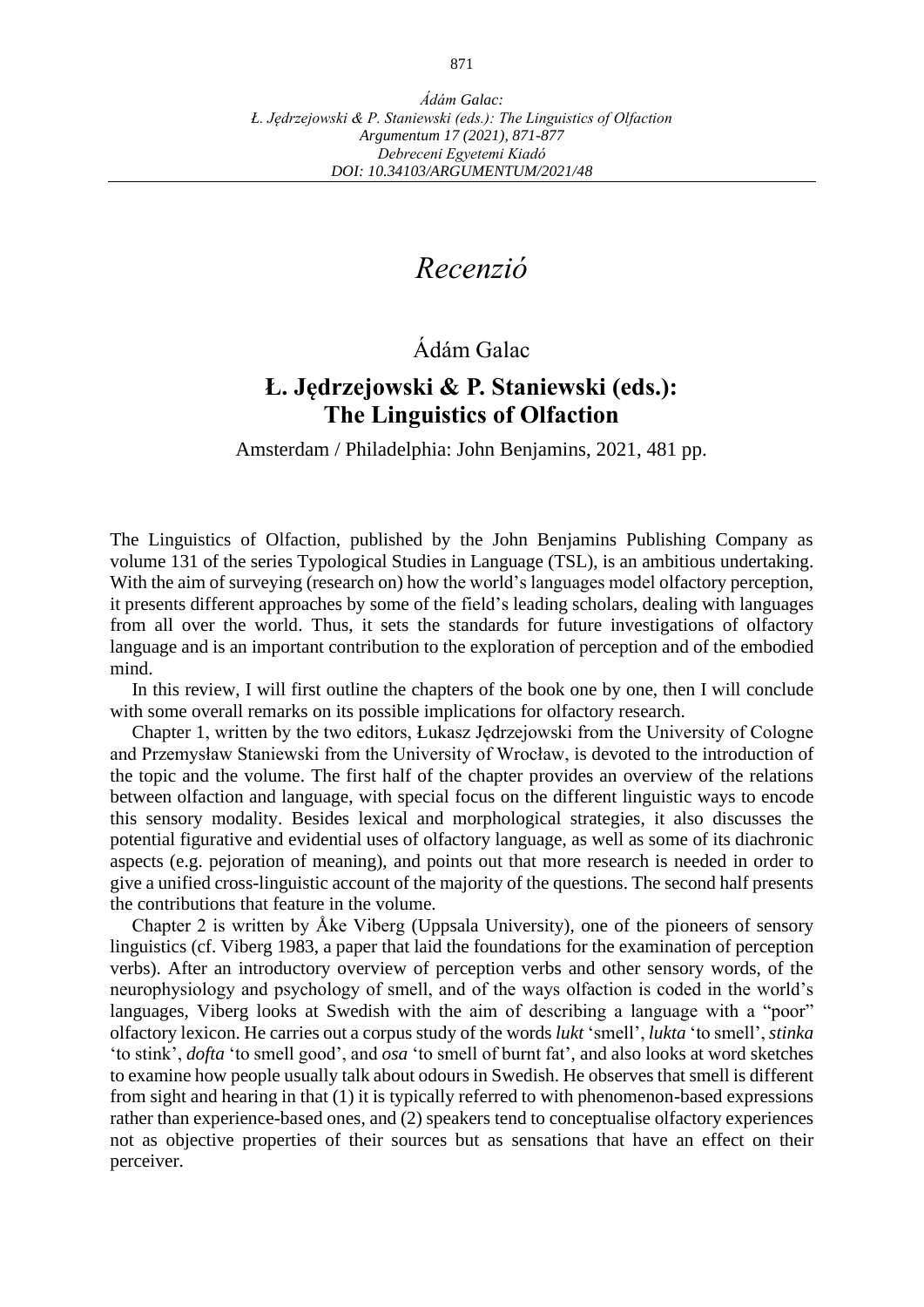# *Recenzió*

Ádám Galac

## Ł. Jędrzejowski & P. Staniewski (eds.): The Linguistics of Olfaction

Amsterdam / Philadelphia: John Benjamins, 2021, 481 pp.

The Linguistics of Olfaction, published by the John Benjamins Publishing Company as volume 131 of the series Typological Studies in Language (TSL), is an ambitious undertaking. With the aim of surveying (research on) how the world's languages model olfactory perception, it presents different approaches by some of the field's leading scholars, dealing with languages from all over the world. Thus, it sets the standards for future investigations of olfactory language and is an important contribution to the exploration of perception and of the embodied mind.

In this review, I will first outline the chapters of the book one by one, then I will conclude with some overall remarks on its possible implications for olfactory research.

Chapter 1, written by the two editors, Łukasz Jędrzejowski from the University of Cologne and Przemysław Staniewski from the University of Wrocław, is devoted to the introduction of the topic and the volume. The first half of the chapter provides an overview of the relations between olfaction and language, with special focus on the different linguistic ways to encode this sensory modality. Besides lexical and morphological strategies, it also discusses the potential figurative and evidential uses of olfactory language, as well as some of its diachronic aspects (e.g. pejoration of meaning), and points out that more research is needed in order to give a unified cross-linguistic account of the majority of the questions. The second half presents the contributions that feature in the volume.

Chapter 2 is written by Åke Viberg (Uppsala University), one of the pioneers of sensory linguistics (cf. Viberg 1983, a paper that laid the foundations for the examination of perception verbs). After an introductory overview of perception verbs and other sensory words, of the neurophysiology and psychology of smell, and of the ways olfaction is coded in the world's languages, Viberg looks at Swedish with the aim of describing a language with a "poor" olfactory lexicon. He carries out a corpus study of the words *lukt* 'smell', *lukta* 'to smell', *stinka* 'to stink', *dofta* 'to smell good', and *osa* 'to smell of burnt fat', and also looks at word sketches to examine how people usually talk about odours in Swedish. He observes that smell is different from sight and hearing in that (1) it is typically referred to with phenomenon-based expressions rather than experience-based ones, and (2) speakers tend to conceptualise olfactory experiences not as objective properties of their sources but as sensations that have an effect on their perceiver.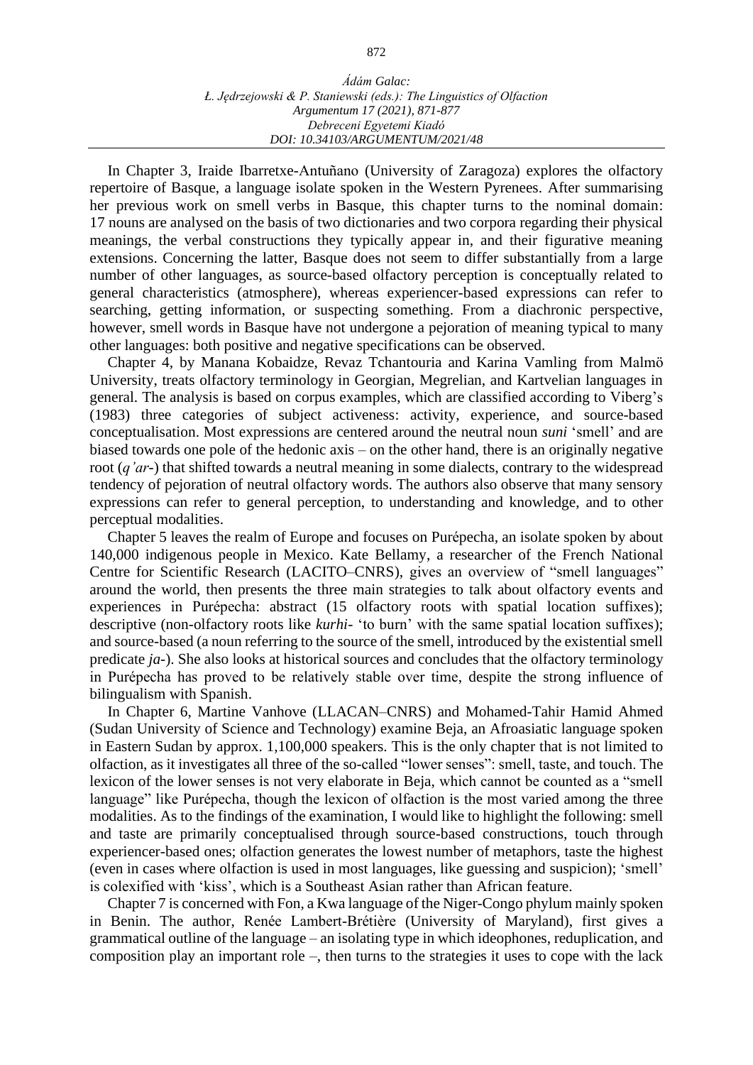In Chapter 3, Iraide Ibarretxe-Antuñano (University of Zaragoza) explores the olfactory repertoire of Basque, a language isolate spoken in the Western Pyrenees. After summarising her previous work on smell verbs in Basque, this chapter turns to the nominal domain: 17 nouns are analysed on the basis of two dictionaries and two corpora regarding their physical meanings, the verbal constructions they typically appear in, and their figurative meaning extensions. Concerning the latter, Basque does not seem to differ substantially from a large number of other languages, as source-based olfactory perception is conceptually related to general characteristics (atmosphere), whereas experiencer-based expressions can refer to searching, getting information, or suspecting something. From a diachronic perspective, however, smell words in Basque have not undergone a pejoration of meaning typical to many other languages: both positive and negative specifications can be observed.

Chapter 4, by Manana Kobaidze, Revaz Tchantouria and Karina Vamling from Malmö University, treats olfactory terminology in Georgian, Megrelian, and Kartvelian languages in general. The analysis is based on corpus examples, which are classified according to Viberg's (1983) three categories of subject activeness: activity, experience, and source-based conceptualisation. Most expressions are centered around the neutral noun *suni* 'smell' and are biased towards one pole of the hedonic axis – on the other hand, there is an originally negative root (*q'ar-*) that shifted towards a neutral meaning in some dialects, contrary to the widespread tendency of pejoration of neutral olfactory words. The authors also observe that many sensory expressions can refer to general perception, to understanding and knowledge, and to other perceptual modalities.

Chapter 5 leaves the realm of Europe and focuses on Purépecha, an isolate spoken by about 140,000 indigenous people in Mexico. Kate Bellamy, a researcher of the French National Centre for Scientific Research (LACITO–CNRS), gives an overview of "smell languages" around the world, then presents the three main strategies to talk about olfactory events and experiences in Purépecha: abstract (15 olfactory roots with spatial location suffixes); descriptive (non-olfactory roots like *kurhi-* 'to burn' with the same spatial location suffixes); and source-based (a noun referring to the source of the smell, introduced by the existential smell predicate *ja-*). She also looks at historical sources and concludes that the olfactory terminology in Purépecha has proved to be relatively stable over time, despite the strong influence of bilingualism with Spanish.

In Chapter 6, Martine Vanhove (LLACAN–CNRS) and Mohamed-Tahir Hamid Ahmed (Sudan University of Science and Technology) examine Beja, an Afroasiatic language spoken in Eastern Sudan by approx. 1,100,000 speakers. This is the only chapter that is not limited to olfaction, as it investigates all three of the so-called "lower senses": smell, taste, and touch. The lexicon of the lower senses is not very elaborate in Beja, which cannot be counted as a "smell language" like Purépecha, though the lexicon of olfaction is the most varied among the three modalities. As to the findings of the examination, I would like to highlight the following: smell and taste are primarily conceptualised through source-based constructions, touch through experiencer-based ones; olfaction generates the lowest number of metaphors, taste the highest (even in cases where olfaction is used in most languages, like guessing and suspicion); 'smell' is colexified with 'kiss', which is a Southeast Asian rather than African feature.

Chapter 7 is concerned with Fon, a Kwa language of the Niger-Congo phylum mainly spoken in Benin. The author, Renée Lambert-Brétière (University of Maryland), first gives a grammatical outline of the language – an isolating type in which ideophones, reduplication, and composition play an important role –, then turns to the strategies it uses to cope with the lack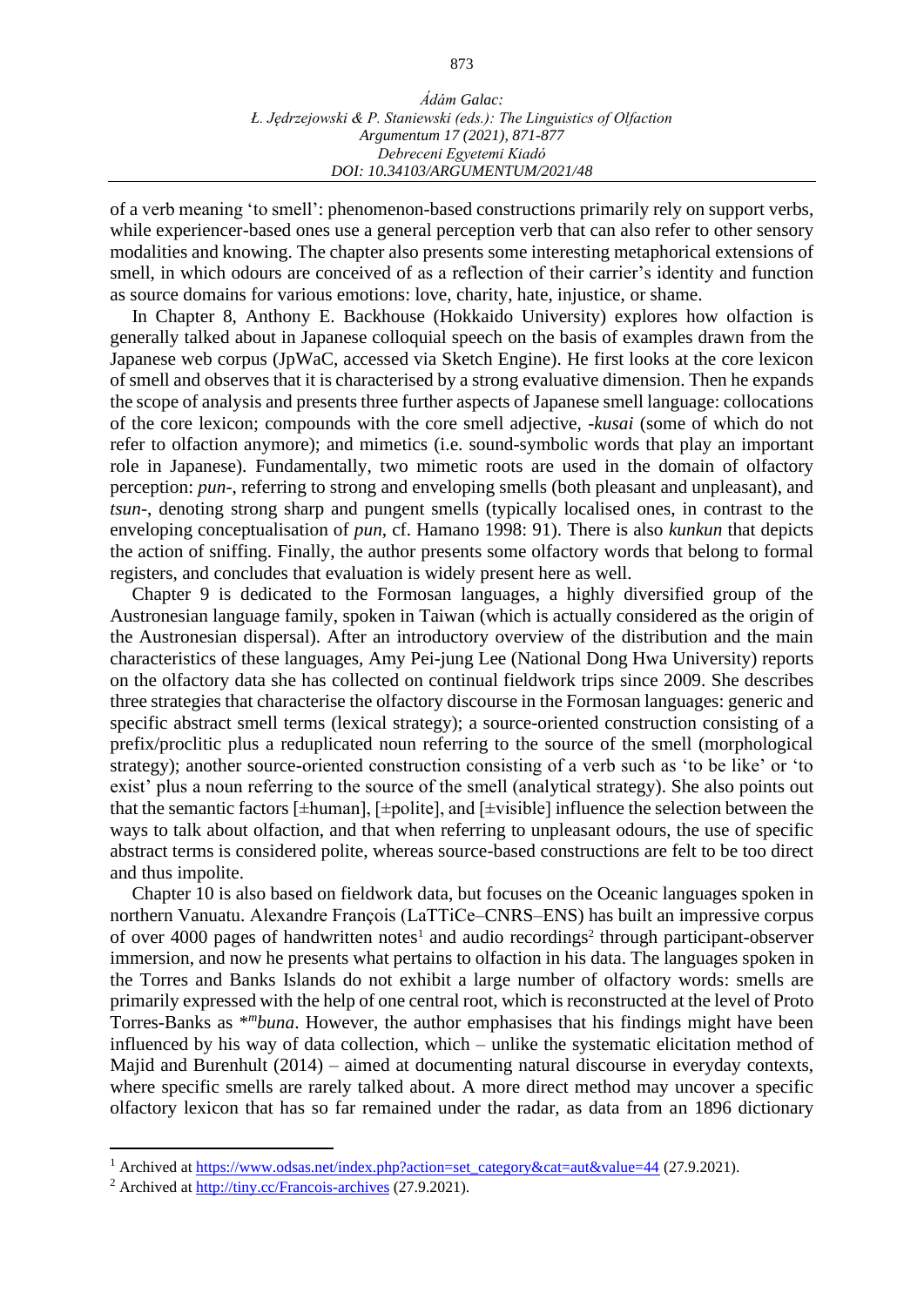of a verb meaning 'to smell': phenomenon-based constructions primarily rely on support verbs, while experiencer-based ones use a general perception verb that can also refer to other sensory modalities and knowing. The chapter also presents some interesting metaphorical extensions of smell, in which odours are conceived of as a reflection of their carrier's identity and function as source domains for various emotions: love, charity, hate, injustice, or shame.

In Chapter 8, Anthony E. Backhouse (Hokkaido University) explores how olfaction is generally talked about in Japanese colloquial speech on the basis of examples drawn from the Japanese web corpus (JpWaC, accessed via Sketch Engine). He first looks at the core lexicon of smell and observes that it is characterised by a strong evaluative dimension. Then he expands the scope of analysis and presents three further aspects of Japanese smell language: collocations of the core lexicon; compounds with the core smell adjective, *-kusai* (some of which do not refer to olfaction anymore); and mimetics (i.e. sound-symbolic words that play an important role in Japanese). Fundamentally, two mimetic roots are used in the domain of olfactory perception: *pun-*, referring to strong and enveloping smells (both pleasant and unpleasant), and *tsun-*, denoting strong sharp and pungent smells (typically localised ones, in contrast to the enveloping conceptualisation of *pun*, cf. Hamano 1998: 91). There is also *kunkun* that depicts the action of sniffing. Finally, the author presents some olfactory words that belong to formal registers, and concludes that evaluation is widely present here as well.

Chapter 9 is dedicated to the Formosan languages, a highly diversified group of the Austronesian language family, spoken in Taiwan (which is actually considered as the origin of the Austronesian dispersal). After an introductory overview of the distribution and the main characteristics of these languages, Amy Pei-jung Lee (National Dong Hwa University) reports on the olfactory data she has collected on continual fieldwork trips since 2009. She describes three strategies that characterise the olfactory discourse in the Formosan languages: generic and specific abstract smell terms (lexical strategy); a source-oriented construction consisting of a prefix/proclitic plus a reduplicated noun referring to the source of the smell (morphological strategy); another source-oriented construction consisting of a verb such as 'to be like' or 'to exist' plus a noun referring to the source of the smell (analytical strategy). She also points out that the semantic factors [±human], [±polite], and [±visible] influence the selection between the ways to talk about olfaction, and that when referring to unpleasant odours, the use of specific abstract terms is considered polite, whereas source-based constructions are felt to be too direct and thus impolite.

Chapter 10 is also based on fieldwork data, but focuses on the Oceanic languages spoken in northern Vanuatu. Alexandre François (LaTTiCe–CNRS–ENS) has built an impressive corpus of over 4000 pages of handwritten notes[1] and audio recordings[2] through participant-observer immersion, and now he presents what pertains to olfaction in his data. The languages spoken in the Torres and Banks Islands do not exhibit a large number of olfactory words: smells are primarily expressed with the help of one central root, which is reconstructed at the level of Proto Torres-Banks as *$^{m}$*buna*. However, the author emphasises that his findings might have been influenced by his way of data collection, which – unlike the systematic elicitation method of Majid and Burenhult (2014) – aimed at documenting natural discourse in everyday contexts, where specific smells are rarely talked about. A more direct method may uncover a specific olfactory lexicon that has so far remained under the radar, as data from an 1896 dictionary

[1] Archived at https://www.odsas.net/index.php?action=set_category&cat=aut&value=44 (27.9.2021).

[2] Archived at http://tiny.cc/Francois-archives (27.9.2021).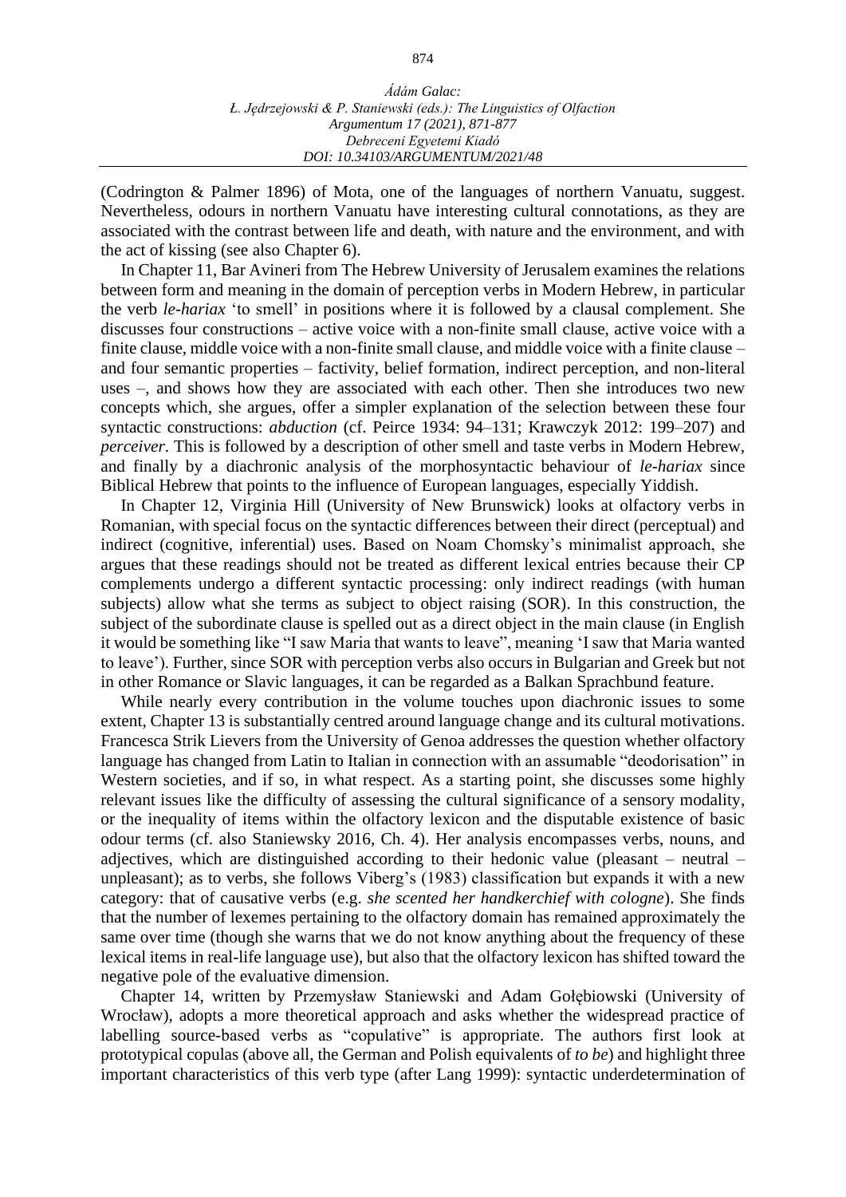(Codrington & Palmer 1896) of Mota, one of the languages of northern Vanuatu, suggest. Nevertheless, odours in northern Vanuatu have interesting cultural connotations, as they are associated with the contrast between life and death, with nature and the environment, and with the act of kissing (see also Chapter 6).

In Chapter 11, Bar Avineri from The Hebrew University of Jerusalem examines the relations between form and meaning in the domain of perception verbs in Modern Hebrew, in particular the verb *le-hariax* 'to smell' in positions where it is followed by a clausal complement. She discusses four constructions – active voice with a non-finite small clause, active voice with a finite clause, middle voice with a non-finite small clause, and middle voice with a finite clause – and four semantic properties – factivity, belief formation, indirect perception, and non-literal uses –, and shows how they are associated with each other. Then she introduces two new concepts which, she argues, offer a simpler explanation of the selection between these four syntactic constructions: *abduction* (cf. Peirce 1934: 94–131; Krawczyk 2012: 199–207) and *perceiver*. This is followed by a description of other smell and taste verbs in Modern Hebrew, and finally by a diachronic analysis of the morphosyntactic behaviour of *le-hariax* since Biblical Hebrew that points to the influence of European languages, especially Yiddish.

In Chapter 12, Virginia Hill (University of New Brunswick) looks at olfactory verbs in Romanian, with special focus on the syntactic differences between their direct (perceptual) and indirect (cognitive, inferential) uses. Based on Noam Chomsky's minimalist approach, she argues that these readings should not be treated as different lexical entries because their CP complements undergo a different syntactic processing: only indirect readings (with human subjects) allow what she terms as subject to object raising (SOR). In this construction, the subject of the subordinate clause is spelled out as a direct object in the main clause (in English it would be something like "I saw Maria that wants to leave", meaning 'I saw that Maria wanted to leave'). Further, since SOR with perception verbs also occurs in Bulgarian and Greek but not in other Romance or Slavic languages, it can be regarded as a Balkan Sprachbund feature.

While nearly every contribution in the volume touches upon diachronic issues to some extent, Chapter 13 is substantially centred around language change and its cultural motivations. Francesca Strik Lievers from the University of Genoa addresses the question whether olfactory language has changed from Latin to Italian in connection with an assumable "deodorisation" in Western societies, and if so, in what respect. As a starting point, she discusses some highly relevant issues like the difficulty of assessing the cultural significance of a sensory modality, or the inequality of items within the olfactory lexicon and the disputable existence of basic odour terms (cf. also Staniewsky 2016, Ch. 4). Her analysis encompasses verbs, nouns, and adjectives, which are distinguished according to their hedonic value (pleasant – neutral – unpleasant); as to verbs, she follows Viberg's (1983) classification but expands it with a new category: that of causative verbs (e.g. *she scented her handkerchief with cologne*). She finds that the number of lexemes pertaining to the olfactory domain has remained approximately the same over time (though she warns that we do not know anything about the frequency of these lexical items in real-life language use), but also that the olfactory lexicon has shifted toward the negative pole of the evaluative dimension.

Chapter 14, written by Przemysław Staniewski and Adam Gołębiowski (University of Wrocław), adopts a more theoretical approach and asks whether the widespread practice of labelling source-based verbs as "copulative" is appropriate. The authors first look at prototypical copulas (above all, the German and Polish equivalents of *to be*) and highlight three important characteristics of this verb type (after Lang 1999): syntactic underdetermination of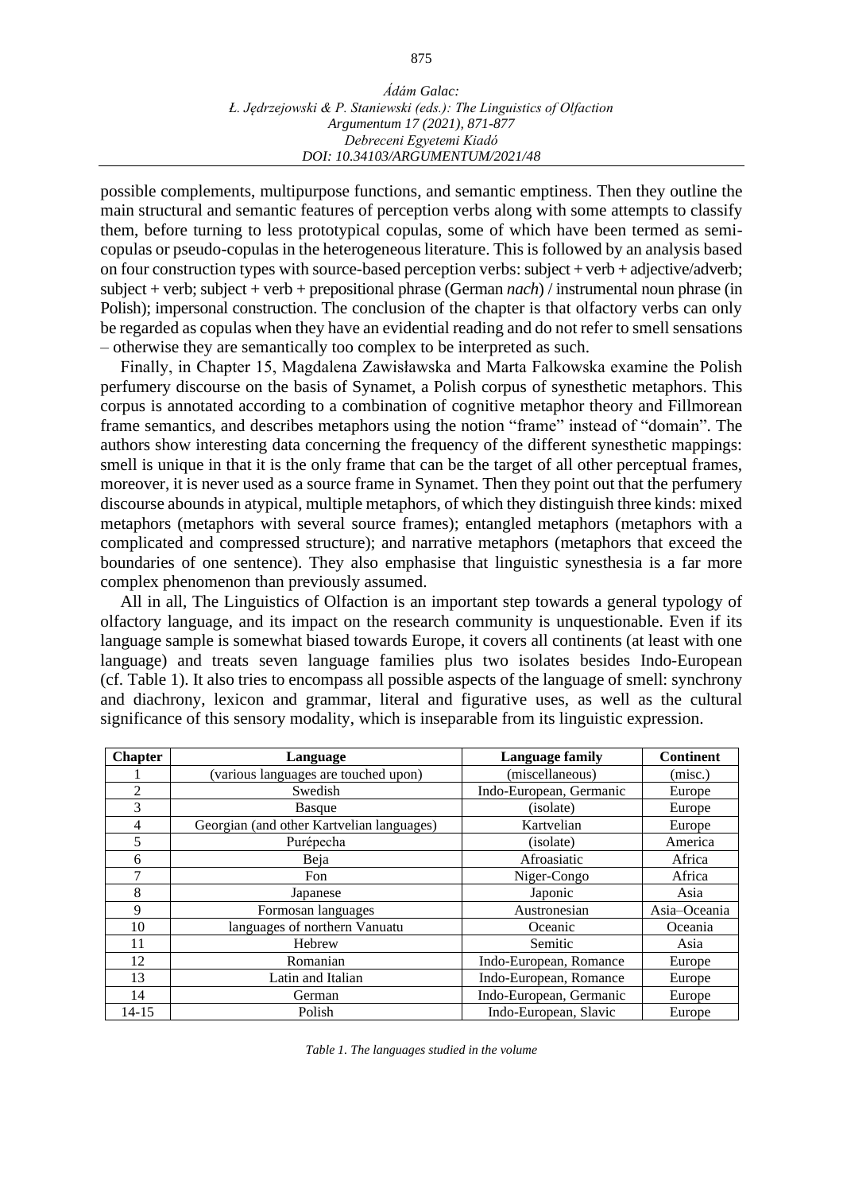possible complements, multipurpose functions, and semantic emptiness. Then they outline the main structural and semantic features of perception verbs along with some attempts to classify them, before turning to less prototypical copulas, some of which have been termed as semi-copulas or pseudo-copulas in the heterogeneous literature. This is followed by an analysis based on four construction types with source-based perception verbs: subject + verb + adjective/adverb; subject + verb; subject + verb + prepositional phrase (German *nach*) / instrumental noun phrase (in Polish); impersonal construction. The conclusion of the chapter is that olfactory verbs can only be regarded as copulas when they have an evidential reading and do not refer to smell sensations – otherwise they are semantically too complex to be interpreted as such.

Finally, in Chapter 15, Magdalena Zawisławska and Marta Falkowska examine the Polish perfumery discourse on the basis of Synamet, a Polish corpus of synesthetic metaphors. This corpus is annotated according to a combination of cognitive metaphor theory and Fillmorean frame semantics, and describes metaphors using the notion "frame" instead of "domain". The authors show interesting data concerning the frequency of the different synesthetic mappings: smell is unique in that it is the only frame that can be the target of all other perceptual frames, moreover, it is never used as a source frame in Synamet. Then they point out that the perfumery discourse abounds in atypical, multiple metaphors, of which they distinguish three kinds: mixed metaphors (metaphors with several source frames); entangled metaphors (metaphors with a complicated and compressed structure); and narrative metaphors (metaphors that exceed the boundaries of one sentence). They also emphasise that linguistic synesthesia is a far more complex phenomenon than previously assumed.

All in all, The Linguistics of Olfaction is an important step towards a general typology of olfactory language, and its impact on the research community is unquestionable. Even if its language sample is somewhat biased towards Europe, it covers all continents (at least with one language) and treats seven language families plus two isolates besides Indo-European (cf. Table 1). It also tries to encompass all possible aspects of the language of smell: synchrony and diachrony, lexicon and grammar, literal and figurative uses, as well as the cultural significance of this sensory modality, which is inseparable from its linguistic expression.

| Chapter | Language | Language family | Continent |
|---|---|---|---|
| 1 | (various languages are touched upon) | (miscellaneous) | (misc.) |
| 2 | Swedish | Indo-European, Germanic | Europe |
| 3 | Basque | (isolate) | Europe |
| 4 | Georgian (and other Kartvelian languages) | Kartvelian | Europe |
| 5 | Purépecha | (isolate) | America |
| 6 | Beja | Afroasiatic | Africa |
| 7 | Fon | Niger-Congo | Africa |
| 8 | Japanese | Japonic | Asia |
| 9 | Formosan languages | Austronesian | Asia–Oceania |
| 10 | languages of northern Vanuatu | Oceanic | Oceania |
| 11 | Hebrew | Semitic | Asia |
| 12 | Romanian | Indo-European, Romance | Europe |
| 13 | Latin and Italian | Indo-European, Romance | Europe |
| 14 | German | Indo-European, Germanic | Europe |
| 14-15 | Polish | Indo-European, Slavic | Europe |

*Table 1. The languages studied in the volume*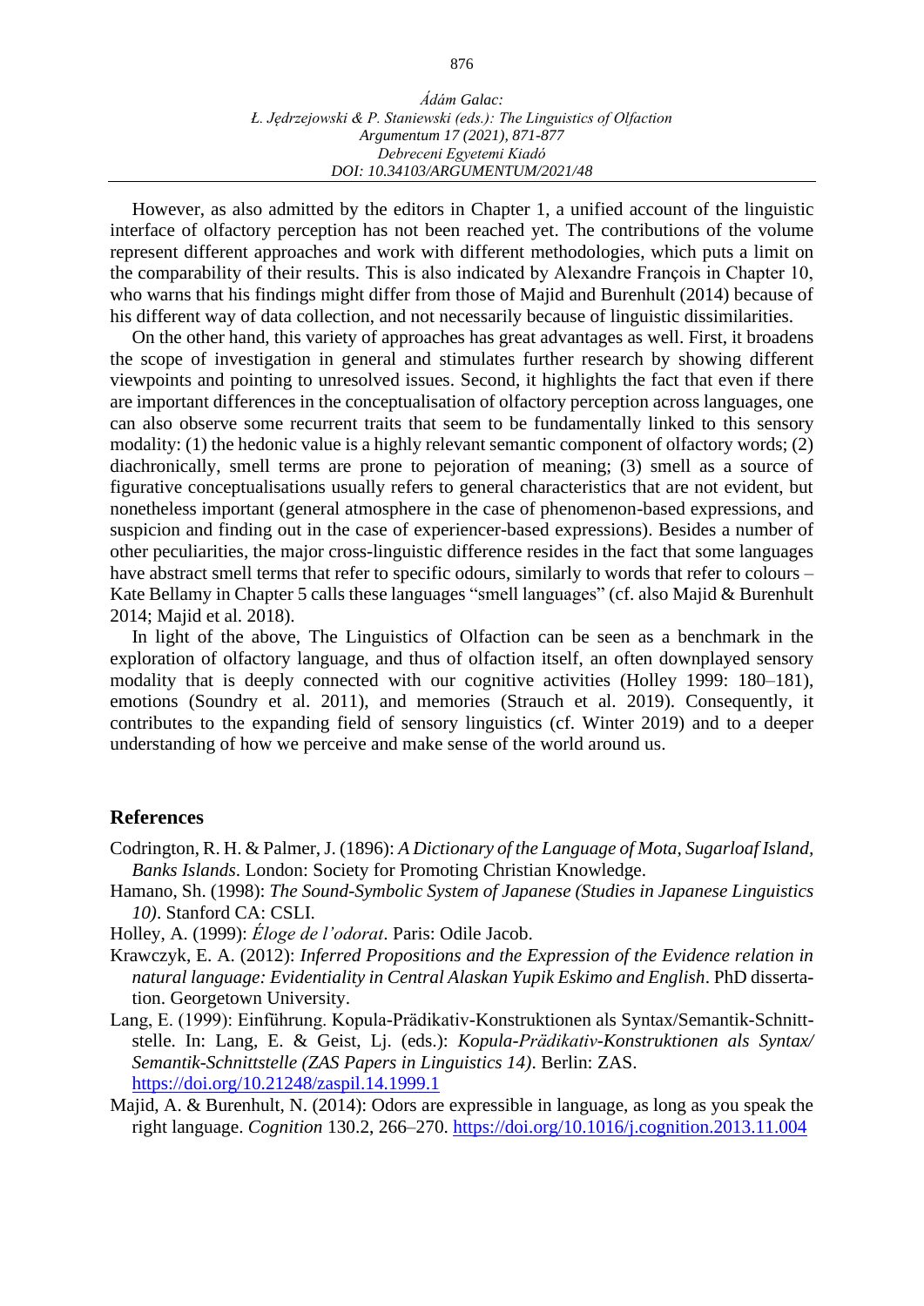However, as also admitted by the editors in Chapter 1, a unified account of the linguistic interface of olfactory perception has not been reached yet. The contributions of the volume represent different approaches and work with different methodologies, which puts a limit on the comparability of their results. This is also indicated by Alexandre François in Chapter 10, who warns that his findings might differ from those of Majid and Burenhult (2014) because of his different way of data collection, and not necessarily because of linguistic dissimilarities.

On the other hand, this variety of approaches has great advantages as well. First, it broadens the scope of investigation in general and stimulates further research by showing different viewpoints and pointing to unresolved issues. Second, it highlights the fact that even if there are important differences in the conceptualisation of olfactory perception across languages, one can also observe some recurrent traits that seem to be fundamentally linked to this sensory modality: (1) the hedonic value is a highly relevant semantic component of olfactory words; (2) diachronically, smell terms are prone to pejoration of meaning; (3) smell as a source of figurative conceptualisations usually refers to general characteristics that are not evident, but nonetheless important (general atmosphere in the case of phenomenon-based expressions, and suspicion and finding out in the case of experiencer-based expressions). Besides a number of other peculiarities, the major cross-linguistic difference resides in the fact that some languages have abstract smell terms that refer to specific odours, similarly to words that refer to colours – Kate Bellamy in Chapter 5 calls these languages "smell languages" (cf. also Majid & Burenhult 2014; Majid et al. 2018).

In light of the above, The Linguistics of Olfaction can be seen as a benchmark in the exploration of olfactory language, and thus of olfaction itself, an often downplayed sensory modality that is deeply connected with our cognitive activities (Holley 1999: 180–181), emotions (Soundry et al. 2011), and memories (Strauch et al. 2019). Consequently, it contributes to the expanding field of sensory linguistics (cf. Winter 2019) and to a deeper understanding of how we perceive and make sense of the world around us.

## References

Codrington, R. H. & Palmer, J. (1896): *A Dictionary of the Language of Mota, Sugarloaf Island, Banks Islands*. London: Society for Promoting Christian Knowledge.

Hamano, Sh. (1998): *The Sound-Symbolic System of Japanese (Studies in Japanese Linguistics 10)*. Stanford CA: CSLI.

Holley, A. (1999): *Éloge de l'odorat*. Paris: Odile Jacob.

Krawczyk, E. A. (2012): *Inferred Propositions and the Expression of the Evidence relation in natural language: Evidentiality in Central Alaskan Yupik Eskimo and English*. PhD dissertation. Georgetown University.

Lang, E. (1999): Einführung. Kopula-Prädikativ-Konstruktionen als Syntax/Semantik-Schnittstelle. In: Lang, E. & Geist, Lj. (eds.): *Kopula-Prädikativ-Konstruktionen als Syntax/ Semantik-Schnittstelle (ZAS Papers in Linguistics 14)*. Berlin: ZAS. https://doi.org/10.21248/zaspil.14.1999.1

Majid, A. & Burenhult, N. (2014): Odors are expressible in language, as long as you speak the right language. *Cognition* 130.2, 266–270. https://doi.org/10.1016/j.cognition.2013.11.004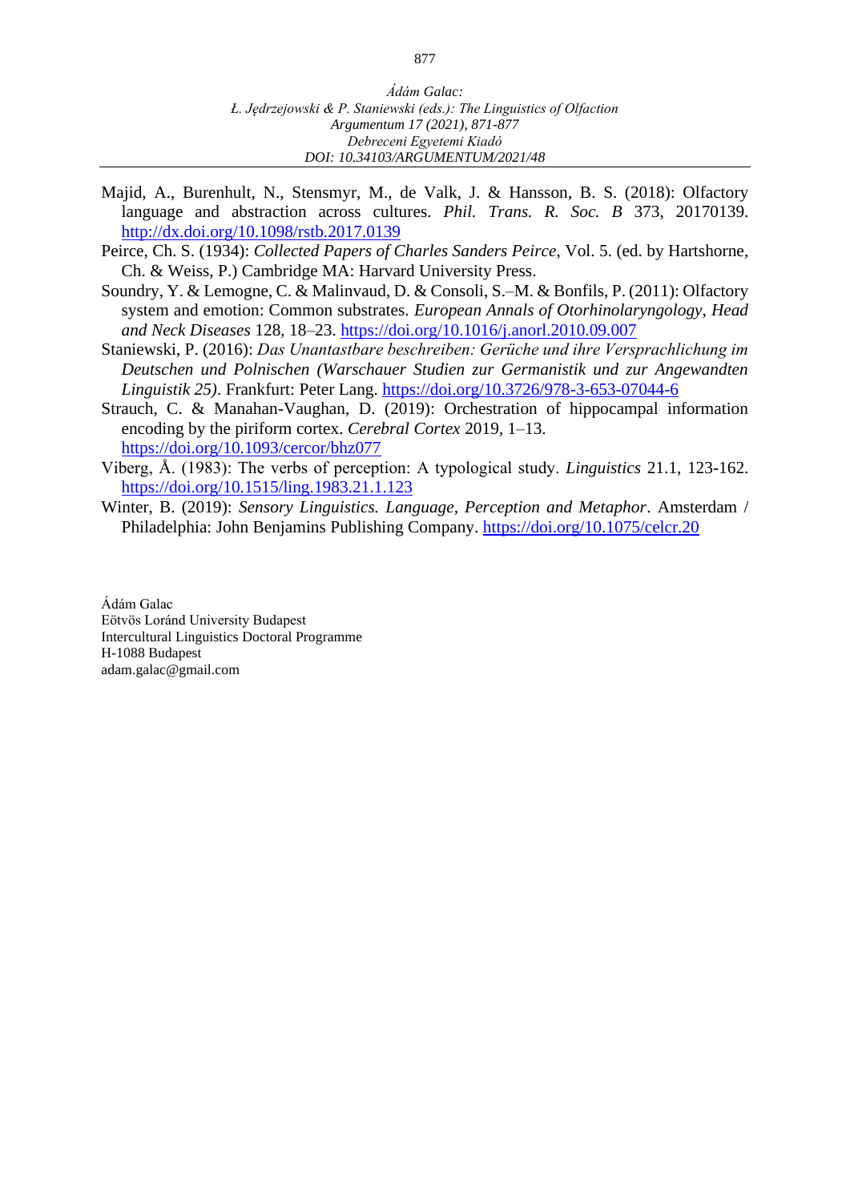Majid, A., Burenhult, N., Stensmyr, M., de Valk, J. & Hansson, B. S. (2018): Olfactory language and abstraction across cultures. *Phil. Trans. R. Soc. B* 373, 20170139. http://dx.doi.org/10.1098/rstb.2017.0139

Peirce, Ch. S. (1934): *Collected Papers of Charles Sanders Peirce*, Vol. 5. (ed. by Hartshorne, Ch. & Weiss, P.) Cambridge MA: Harvard University Press.

Soundry, Y. & Lemogne, C. & Malinvaud, D. & Consoli, S.–M. & Bonfils, P. (2011): Olfactory system and emotion: Common substrates. *European Annals of Otorhinolaryngology, Head and Neck Diseases* 128, 18–23. https://doi.org/10.1016/j.anorl.2010.09.007

Staniewski, P. (2016): *Das Unantastbare beschreiben: Gerüche und ihre Versprachlichung im Deutschen und Polnischen (Warschauer Studien zur Germanistik und zur Angewandten Linguistik 25)*. Frankfurt: Peter Lang. https://doi.org/10.3726/978-3-653-07044-6

Strauch, C. & Manahan-Vaughan, D. (2019): Orchestration of hippocampal information encoding by the piriform cortex. *Cerebral Cortex* 2019, 1–13. https://doi.org/10.1093/cercor/bhz077

Viberg, Å. (1983): The verbs of perception: A typological study. *Linguistics* 21.1, 123-162. https://doi.org/10.1515/ling.1983.21.1.123

Winter, B. (2019): *Sensory Linguistics. Language, Perception and Metaphor*. Amsterdam / Philadelphia: John Benjamins Publishing Company. https://doi.org/10.1075/celcr.20

Ádám Galac
Eötvös Loránd University Budapest
Intercultural Linguistics Doctoral Programme
H-1088 Budapest
adam.galac@gmail.com